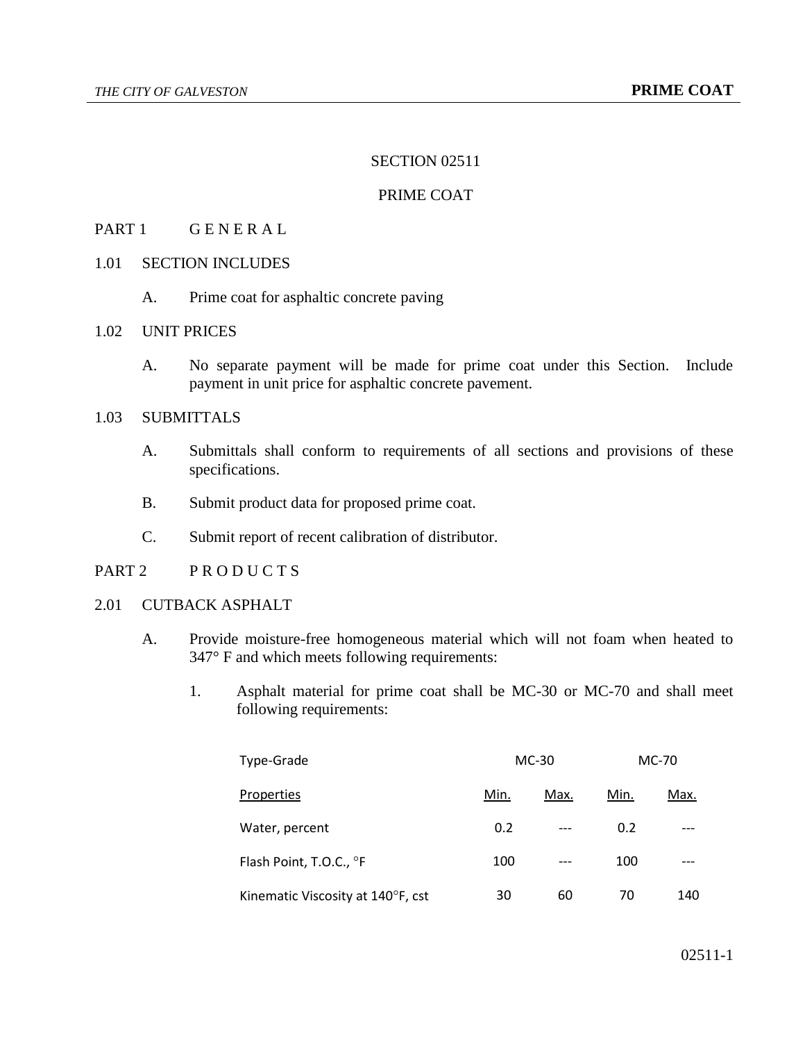# SECTION 02511

# PRIME COAT

## PART 1 G E N E R A L

### 1.01 SECTION INCLUDES

A. Prime coat for asphaltic concrete paving

### 1.02 UNIT PRICES

A. No separate payment will be made for prime coat under this Section. Include payment in unit price for asphaltic concrete pavement.

### 1.03 SUBMITTALS

A. Submittals shall conform to requirements of all sections and provisions of these specifications.

B. Submit product data for proposed prime coat.

C. Submit report of recent calibration of distributor.

## PART 2 P R O D U C T S

### 2.01 CUTBACK ASPHALT

A. Provide moisture-free homogeneous material which will not foam when heated to 347° F and which meets following requirements:

1. Asphalt material for prime coat shall be MC-30 or MC-70 and shall meet following requirements:

| Type-Grade | MC-30 | | MC-70 | |
|---|---|---|---|---|
| Properties | Min. | Max. | Min. | Max. |
| Water, percent | 0.2 | --- | 0.2 | --- |
| Flash Point, T.O.C., °F | 100 | --- | 100 | --- |
| Kinematic Viscosity at 140°F, cst | 30 | 60 | 70 | 140 |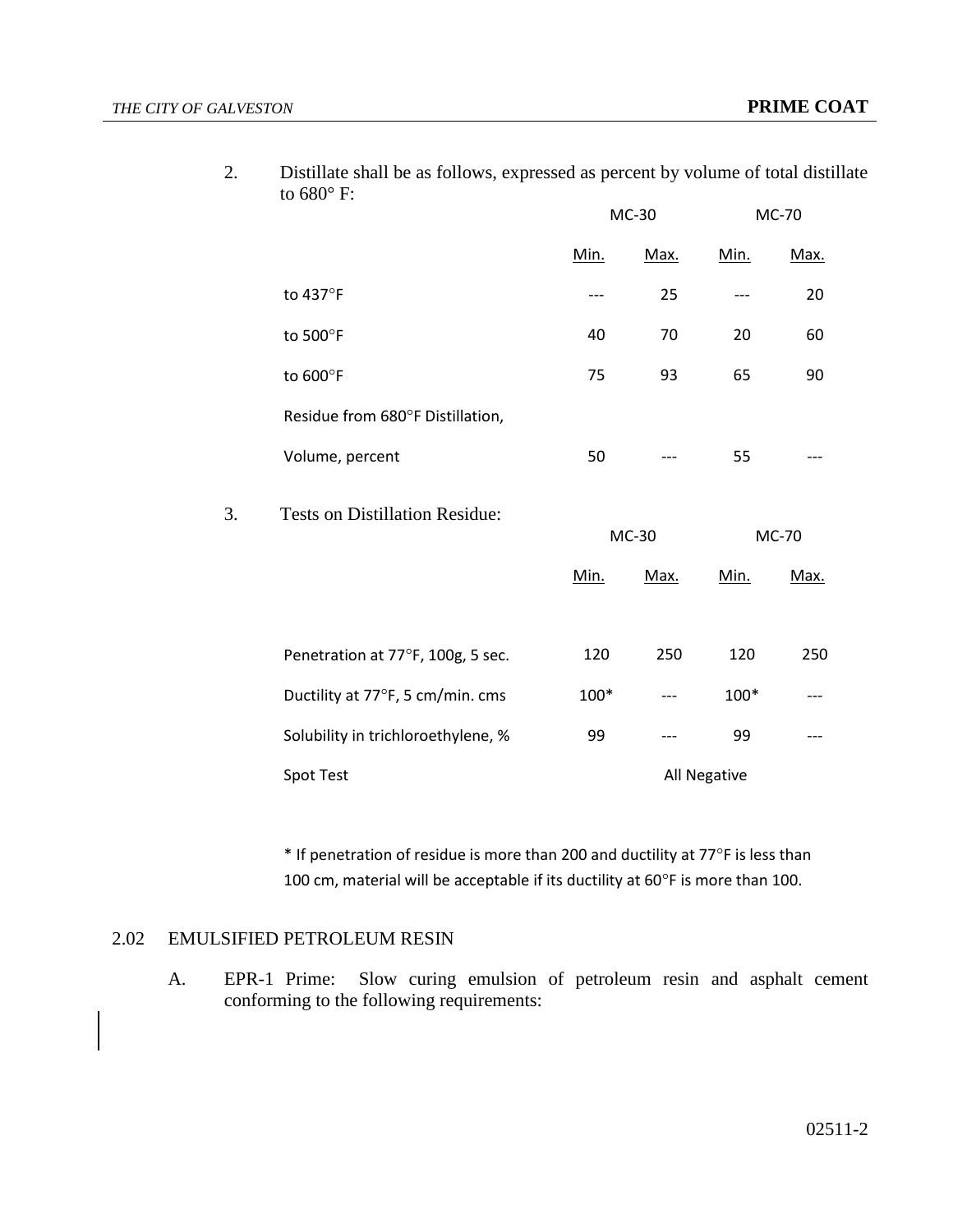2. Distillate shall be as follows, expressed as percent by volume of total distillate to 680° F:

| | MC-30 | | MC-70 | |
|---|---|---|---|---|
| | Min. | Max. | Min. | Max. |
| to 437°F | --- | 25 | --- | 20 |
| to 500°F | 40 | 70 | 20 | 60 |
| to 600°F | 75 | 93 | 65 | 90 |
| Residue from 680°F Distillation, Volume, percent | 50 | --- | 55 | --- |

3. Tests on Distillation Residue:

| | MC-30 | | MC-70 | |
|---|---|---|---|---|
| | Min. | Max. | Min. | Max. |
| Penetration at 77°F, 100g, 5 sec. | 120 | 250 | 120 | 250 |
| Ductility at 77°F, 5 cm/min. cms | 100* | --- | 100* | --- |
| Solubility in trichloroethylene, % | 99 | --- | 99 | --- |
| Spot Test | All Negative | | | |

\* If penetration of residue is more than 200 and ductility at 77°F is less than 100 cm, material will be acceptable if its ductility at 60°F is more than 100.

## 2.02 EMULSIFIED PETROLEUM RESIN

A. EPR-1 Prime: Slow curing emulsion of petroleum resin and asphalt cement conforming to the following requirements: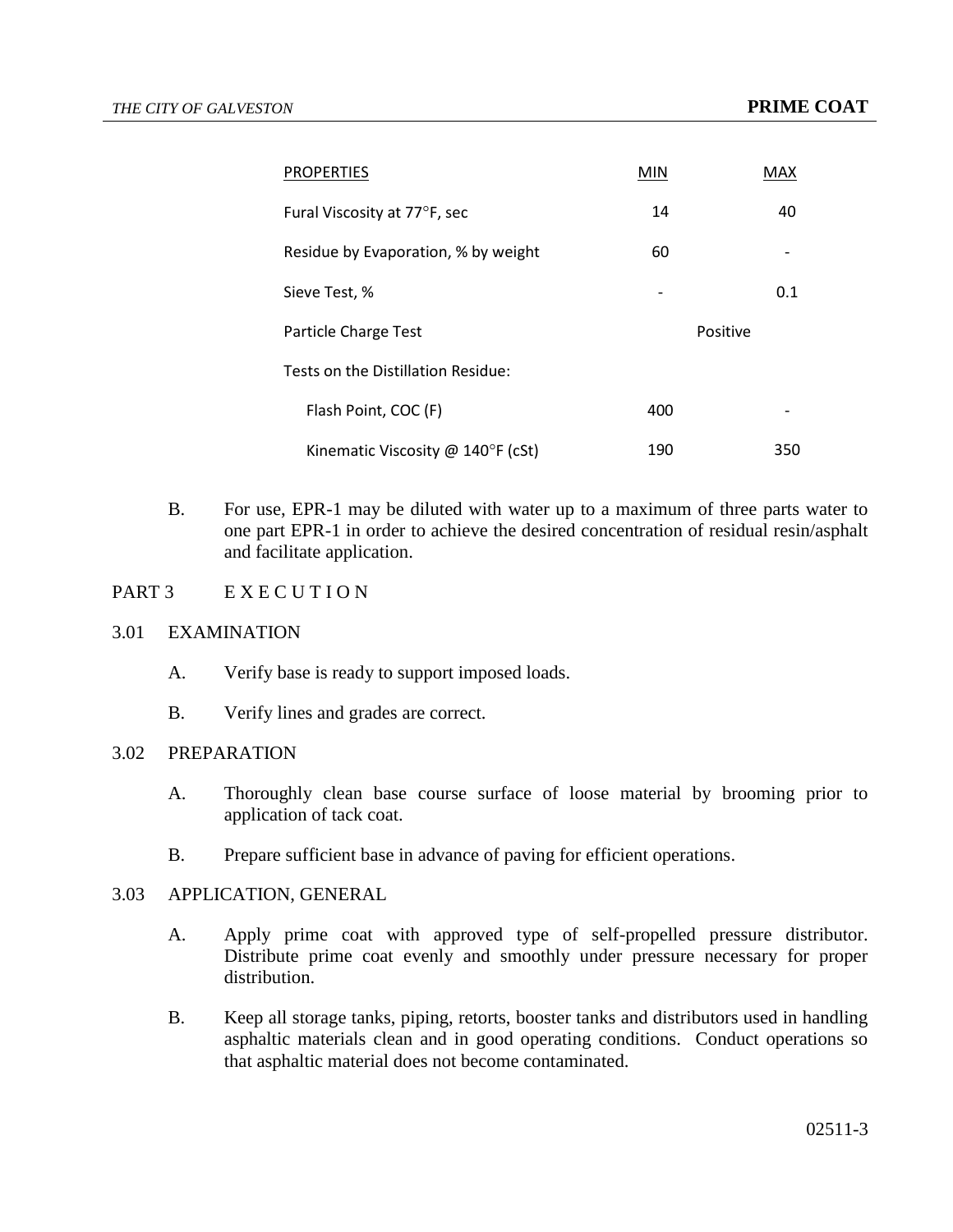| PROPERTIES | MIN | MAX |
|---|---|---|
| Fural Viscosity at 77°F, sec | 14 | 40 |
| Residue by Evaporation, % by weight | 60 | - |
| Sieve Test, % | - | 0.1 |
| Particle Charge Test | Positive | |
| Tests on the Distillation Residue: | | |
| Flash Point, COC (F) | 400 | - |
| Kinematic Viscosity @ 140°F (cSt) | 190 | 350 |

B. For use, EPR-1 may be diluted with water up to a maximum of three parts water to one part EPR-1 in order to achieve the desired concentration of residual resin/asphalt and facilitate application.

## PART 3 E X E C U T I O N

### 3.01 EXAMINATION

A. Verify base is ready to support imposed loads.

B. Verify lines and grades are correct.

### 3.02 PREPARATION

A. Thoroughly clean base course surface of loose material by brooming prior to application of tack coat.

B. Prepare sufficient base in advance of paving for efficient operations.

### 3.03 APPLICATION, GENERAL

A. Apply prime coat with approved type of self-propelled pressure distributor. Distribute prime coat evenly and smoothly under pressure necessary for proper distribution.

B. Keep all storage tanks, piping, retorts, booster tanks and distributors used in handling asphaltic materials clean and in good operating conditions. Conduct operations so that asphaltic material does not become contaminated.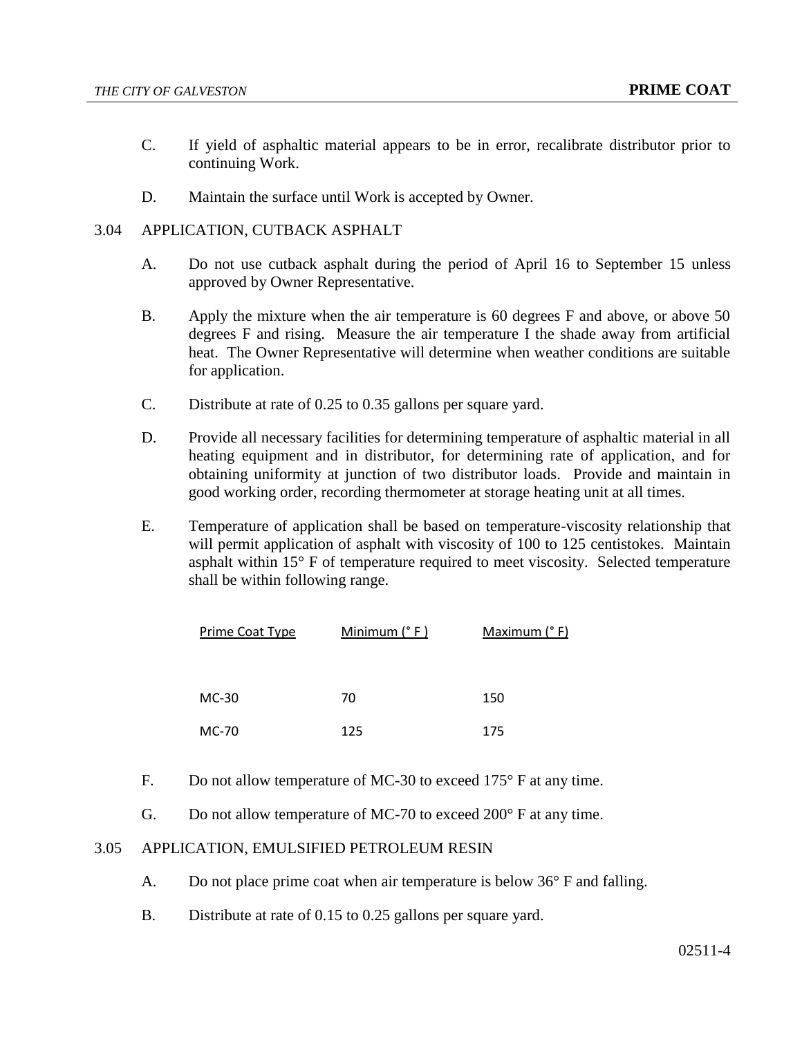C. If yield of asphaltic material appears to be in error, recalibrate distributor prior to continuing Work.

D. Maintain the surface until Work is accepted by Owner.

3.04 APPLICATION, CUTBACK ASPHALT

A. Do not use cutback asphalt during the period of April 16 to September 15 unless approved by Owner Representative.

B. Apply the mixture when the air temperature is 60 degrees F and above, or above 50 degrees F and rising. Measure the air temperature I the shade away from artificial heat. The Owner Representative will determine when weather conditions are suitable for application.

C. Distribute at rate of 0.25 to 0.35 gallons per square yard.

D. Provide all necessary facilities for determining temperature of asphaltic material in all heating equipment and in distributor, for determining rate of application, and for obtaining uniformity at junction of two distributor loads. Provide and maintain in good working order, recording thermometer at storage heating unit at all times.

E. Temperature of application shall be based on temperature-viscosity relationship that will permit application of asphalt with viscosity of 100 to 125 centistokes. Maintain asphalt within 15° F of temperature required to meet viscosity. Selected temperature shall be within following range.

| Prime Coat Type | Minimum (° F ) | Maximum (° F) |
|---|---|---|
| MC-30 | 70 | 150 |
| MC-70 | 125 | 175 |

F. Do not allow temperature of MC-30 to exceed 175° F at any time.

G. Do not allow temperature of MC-70 to exceed 200° F at any time.

3.05 APPLICATION, EMULSIFIED PETROLEUM RESIN

A. Do not place prime coat when air temperature is below 36° F and falling.

B. Distribute at rate of 0.15 to 0.25 gallons per square yard.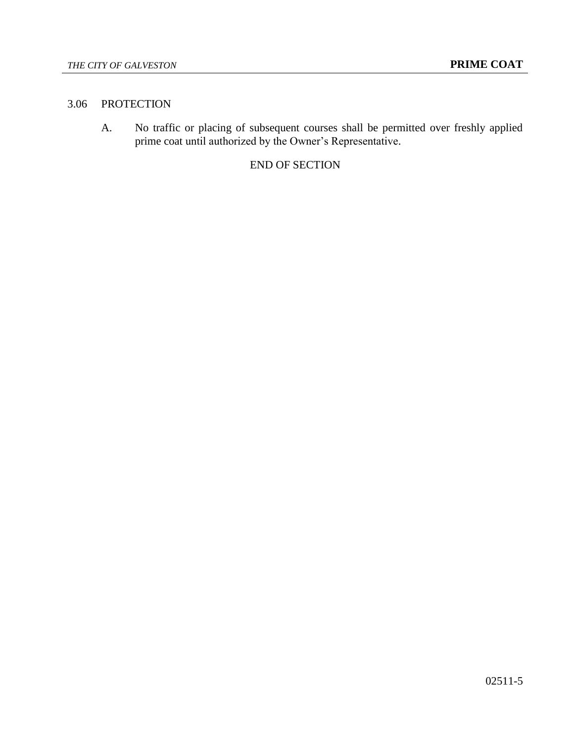## 3.06 PROTECTION

A. No traffic or placing of subsequent courses shall be permitted over freshly applied prime coat until authorized by the Owner's Representative.

END OF SECTION